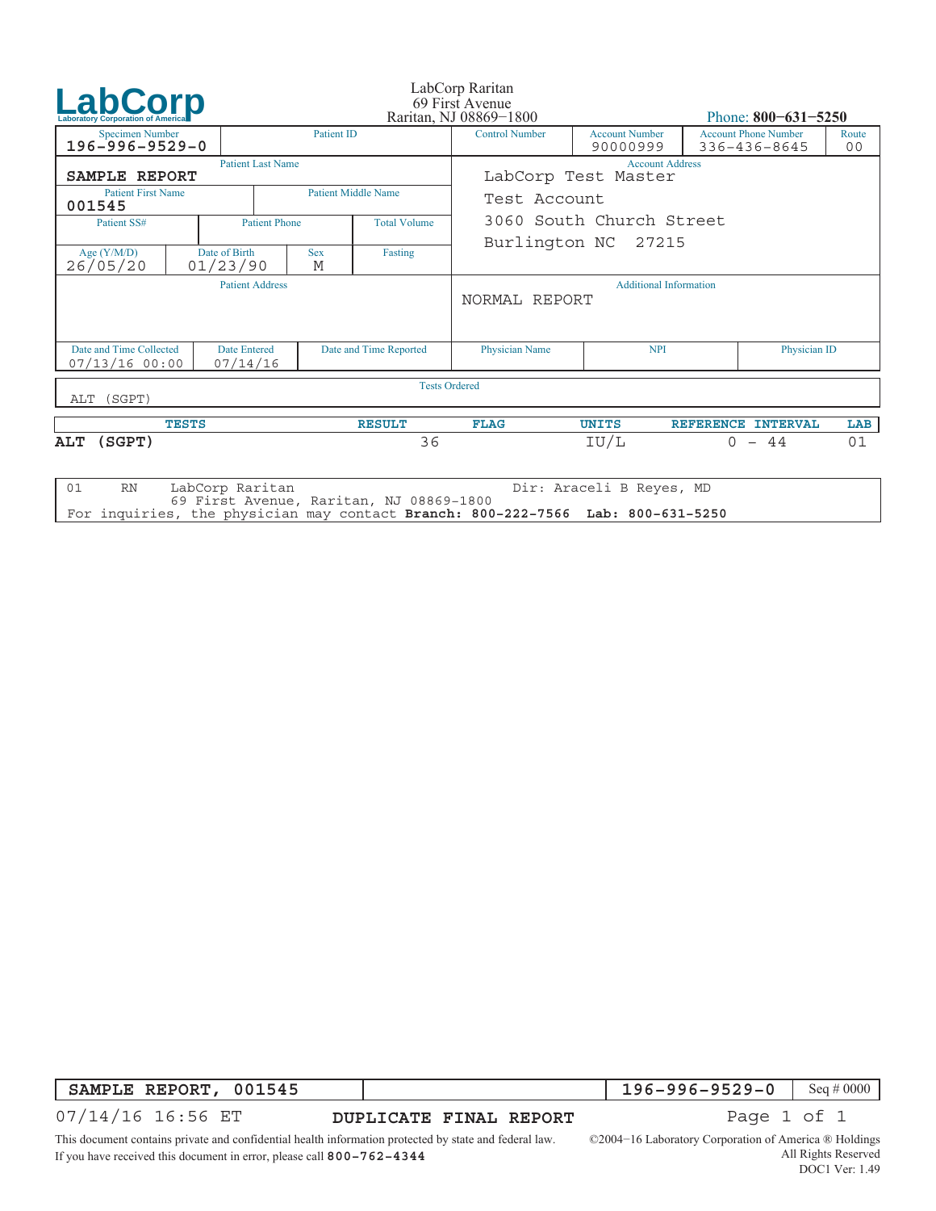# LabCorp

Laboratory Corporation of America

LabCorp Raritan
69 First Avenue
Raritan, NJ 08869−1800

Phone: **800−631−5250**

| Specimen Number | Patient ID | Control Number | Account Number | Account Phone Number | Route |
|---|---|---|---|---|---|
| 196-996-9529-0 | | | 90000999 | 336-436-8645 | 00 |

| Patient Last Name | Patient First Name | Patient Middle Name |
|---|---|---|
| **SAMPLE REPORT** | **001545** | |

| Patient SS# | Patient Phone | Total Volume |
|---|---|---|
| | | |

| Age (Y/M/D) | Date of Birth | Sex | Fasting |
|---|---|---|---|
| 26/05/20 | 01/23/90 | M | |

**Account Address**
LabCorp Test Master
Test Account
3060 South Church Street
Burlington NC 27215

**Patient Address**

**Additional Information**
NORMAL REPORT

| Date and Time Collected | Date Entered | Date and Time Reported | Physician Name | NPI | Physician ID |
|---|---|---|---|---|---|
| 07/13/16 00:00 | 07/14/16 | | | | |

**Tests Ordered**
ALT (SGPT)

| TESTS | RESULT | FLAG | UNITS | REFERENCE INTERVAL | LAB |
|---|---|---|---|---|---|
| **ALT (SGPT)** | 36 | | IU/L | 0 - 44 | 01 |

| | | | |
|---|---|---|---|
| 01 | RN | LabCorp Raritan<br>69 First Avenue, Raritan, NJ 08869-1800 | Dir: Araceli B Reyes, MD |

For inquiries, the physician may contact **Branch: 800-222-7566 Lab: 800-631-5250**

| | | | |
|---|---|---|---|
| **SAMPLE REPORT, 001545** | | **196-996-9529-0** | Seq # 0000 |

07/14/16 16:56 ET **DUPLICATE FINAL REPORT**

This document contains private and confidential health information protected by state and federal law.
If you have received this document in error, please call **800-762-4344**

©2004−16 Laboratory Corporation of America ® Holdings
All Rights Reserved
DOC1 Ver: 1.49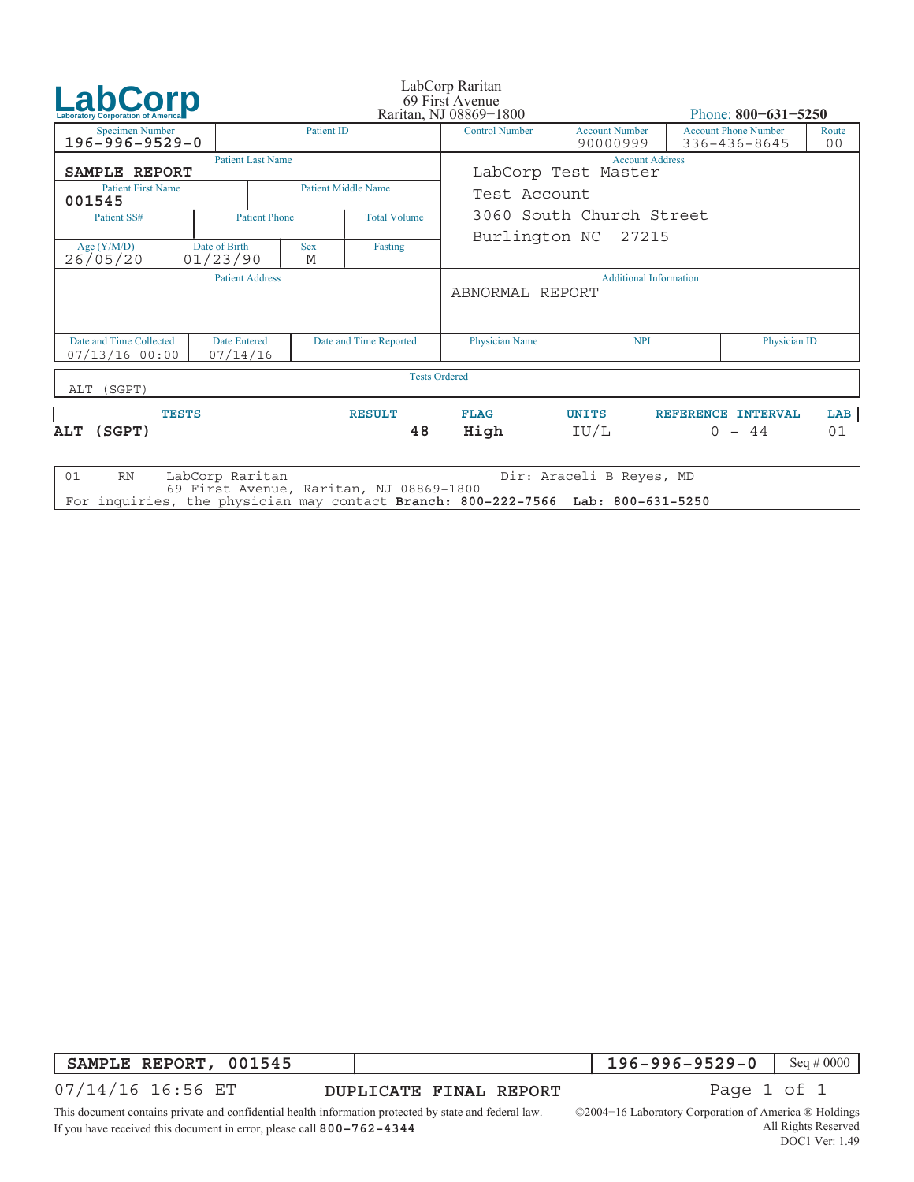# LabCorp

Laboratory Corporation of America

LabCorp Raritan
69 First Avenue
Raritan, NJ 08869−1800

Phone: **800−631−5250**

| Specimen Number | Patient ID | Control Number | Account Number | Account Phone Number | Route |
|---|---|---|---|---|---|
| 196-996-9529-0 | | | 90000999 | 336-436-8645 | 00 |

| Patient Last Name | | | | Account Address |
|---|---|---|---|---|
| **SAMPLE REPORT** | | | | LabCorp Test Master |
| **Patient First Name** | | **Patient Middle Name** | | Test Account |
| 001545 | | | | |
| **Patient SS#** | **Patient Phone** | | **Total Volume** | 3060 South Church Street |
| **Age (Y/M/D)** | **Date of Birth** | **Sex** | **Fasting** | Burlington NC 27215 |
| 26/05/20 | 01/23/90 | M | | |

| Patient Address | Additional Information |
|---|---|
| | ABNORMAL REPORT |

| Date and Time Collected | Date Entered | Date and Time Reported | Physician Name | NPI | Physician ID |
|---|---|---|---|---|---|
| 07/13/16 00:00 | 07/14/16 | | | | |

**Tests Ordered**

ALT (SGPT)

| TESTS | RESULT | FLAG | UNITS | REFERENCE INTERVAL | LAB |
|---|---|---|---|---|---|
| **ALT (SGPT)** | **48** | **High** | IU/L | 0 - 44 | 01 |

01 RN LabCorp Raritan Dir: Araceli B Reyes, MD
69 First Avenue, Raritan, NJ 08869-1800
For inquiries, the physician may contact **Branch: 800-222-7566** **Lab: 800-631-5250**

| | | | |
|---|---|---|---|
| **SAMPLE REPORT, 001545** | | **196-996-9529-0** | Seq # 0000 |

07/14/16 16:56 ET **DUPLICATE FINAL REPORT**

This document contains private and confidential health information protected by state and federal law.
If you have received this document in error, please call **800-762-4344**

©2004−16 Laboratory Corporation of America ® Holdings
All Rights Reserved
DOC1 Ver: 1.49